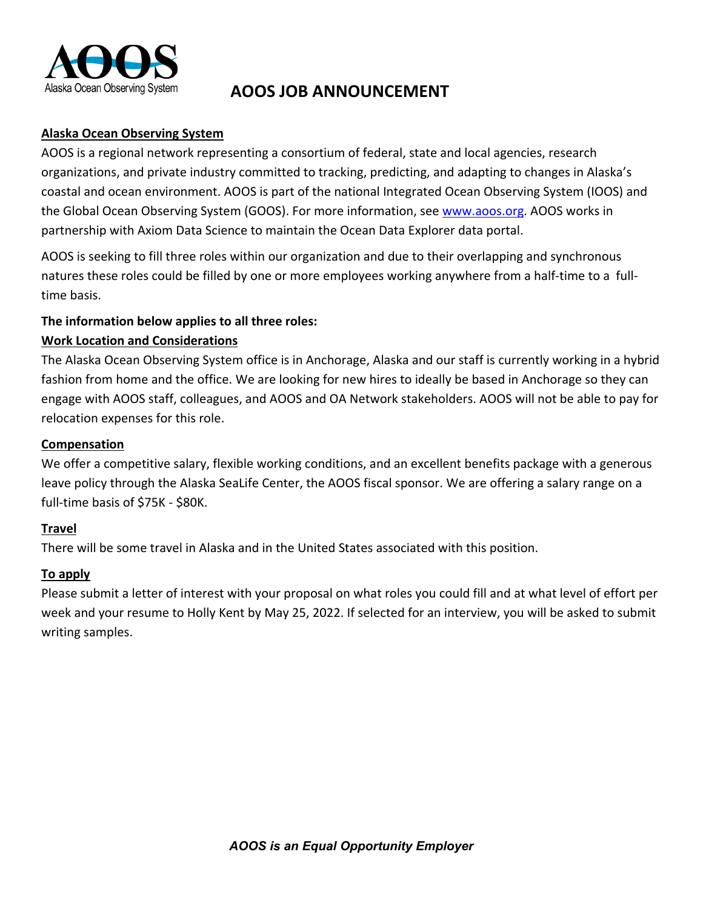Alaska Ocean Observing System

# AOOS JOB ANNOUNCEMENT

**Alaska Ocean Observing System**

AOOS is a regional network representing a consortium of federal, state and local agencies, research organizations, and private industry committed to tracking, predicting, and adapting to changes in Alaska's coastal and ocean environment. AOOS is part of the national Integrated Ocean Observing System (IOOS) and the Global Ocean Observing System (GOOS). For more information, see www.aoos.org. AOOS works in partnership with Axiom Data Science to maintain the Ocean Data Explorer data portal.

AOOS is seeking to fill three roles within our organization and due to their overlapping and synchronous natures these roles could be filled by one or more employees working anywhere from a half-time to a full-time basis.

**The information below applies to all three roles:**

**Work Location and Considerations**

The Alaska Ocean Observing System office is in Anchorage, Alaska and our staff is currently working in a hybrid fashion from home and the office. We are looking for new hires to ideally be based in Anchorage so they can engage with AOOS staff, colleagues, and AOOS and OA Network stakeholders. AOOS will not be able to pay for relocation expenses for this role.

**Compensation**

We offer a competitive salary, flexible working conditions, and an excellent benefits package with a generous leave policy through the Alaska SeaLife Center, the AOOS fiscal sponsor. We are offering a salary range on a full-time basis of $75K - $80K.

**Travel**

There will be some travel in Alaska and in the United States associated with this position.

**To apply**

Please submit a letter of interest with your proposal on what roles you could fill and at what level of effort per week and your resume to Holly Kent by May 25, 2022. If selected for an interview, you will be asked to submit writing samples.

***AOOS is an Equal Opportunity Employer***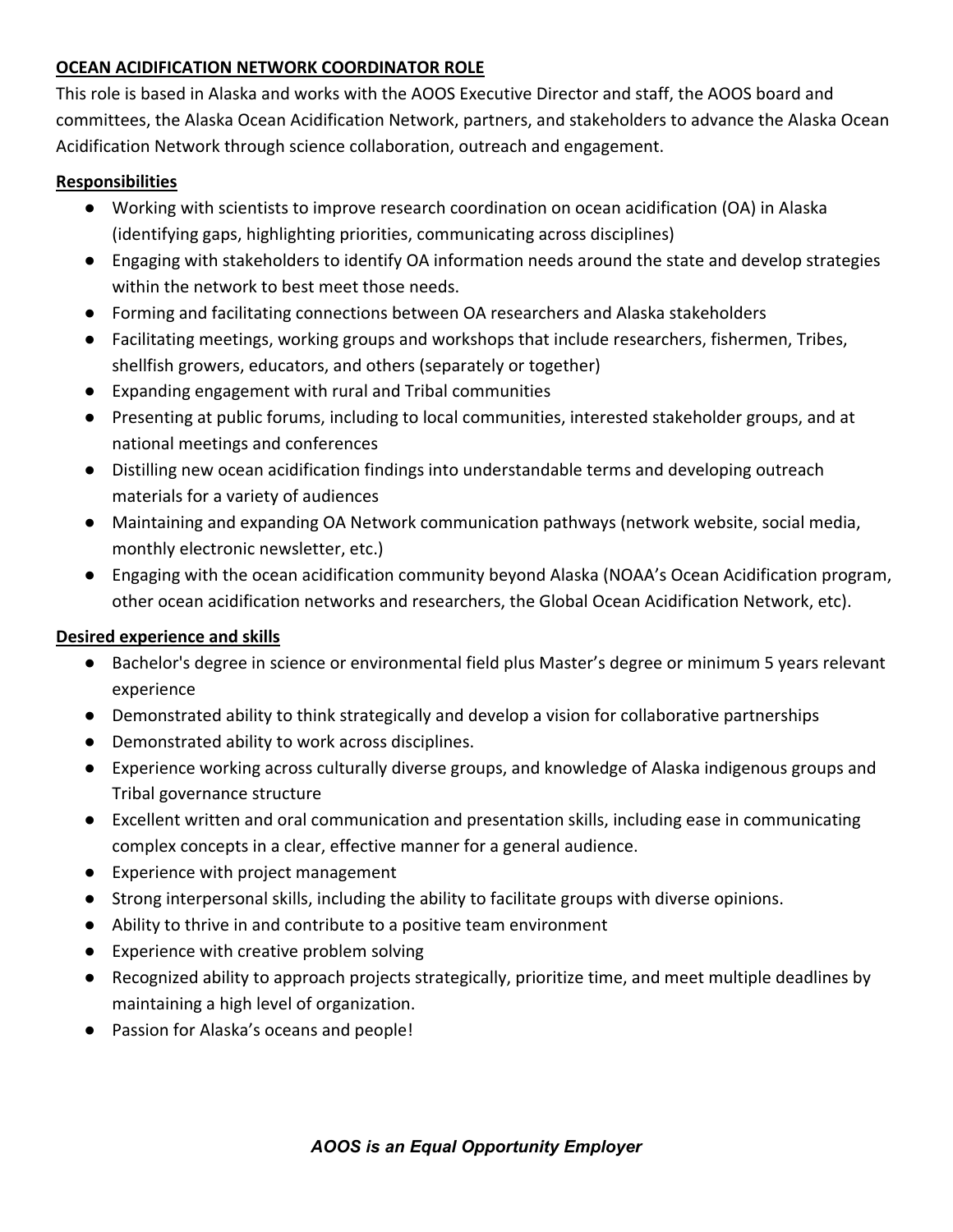## **OCEAN ACIDIFICATION NETWORK COORDINATOR ROLE**

This role is based in Alaska and works with the AOOS Executive Director and staff, the AOOS board and committees, the Alaska Ocean Acidification Network, partners, and stakeholders to advance the Alaska Ocean Acidification Network through science collaboration, outreach and engagement.

### **Responsibilities**

- Working with scientists to improve research coordination on ocean acidification (OA) in Alaska (identifying gaps, highlighting priorities, communicating across disciplines)
- Engaging with stakeholders to identify OA information needs around the state and develop strategies within the network to best meet those needs.
- Forming and facilitating connections between OA researchers and Alaska stakeholders
- Facilitating meetings, working groups and workshops that include researchers, fishermen, Tribes, shellfish growers, educators, and others (separately or together)
- Expanding engagement with rural and Tribal communities
- Presenting at public forums, including to local communities, interested stakeholder groups, and at national meetings and conferences
- Distilling new ocean acidification findings into understandable terms and developing outreach materials for a variety of audiences
- Maintaining and expanding OA Network communication pathways (network website, social media, monthly electronic newsletter, etc.)
- Engaging with the ocean acidification community beyond Alaska (NOAA's Ocean Acidification program, other ocean acidification networks and researchers, the Global Ocean Acidification Network, etc).

### **Desired experience and skills**

- Bachelor's degree in science or environmental field plus Master's degree or minimum 5 years relevant experience
- Demonstrated ability to think strategically and develop a vision for collaborative partnerships
- Demonstrated ability to work across disciplines.
- Experience working across culturally diverse groups, and knowledge of Alaska indigenous groups and Tribal governance structure
- Excellent written and oral communication and presentation skills, including ease in communicating complex concepts in a clear, effective manner for a general audience.
- Experience with project management
- Strong interpersonal skills, including the ability to facilitate groups with diverse opinions.
- Ability to thrive in and contribute to a positive team environment
- Experience with creative problem solving
- Recognized ability to approach projects strategically, prioritize time, and meet multiple deadlines by maintaining a high level of organization.
- Passion for Alaska's oceans and people!

***AOOS is an Equal Opportunity Employer***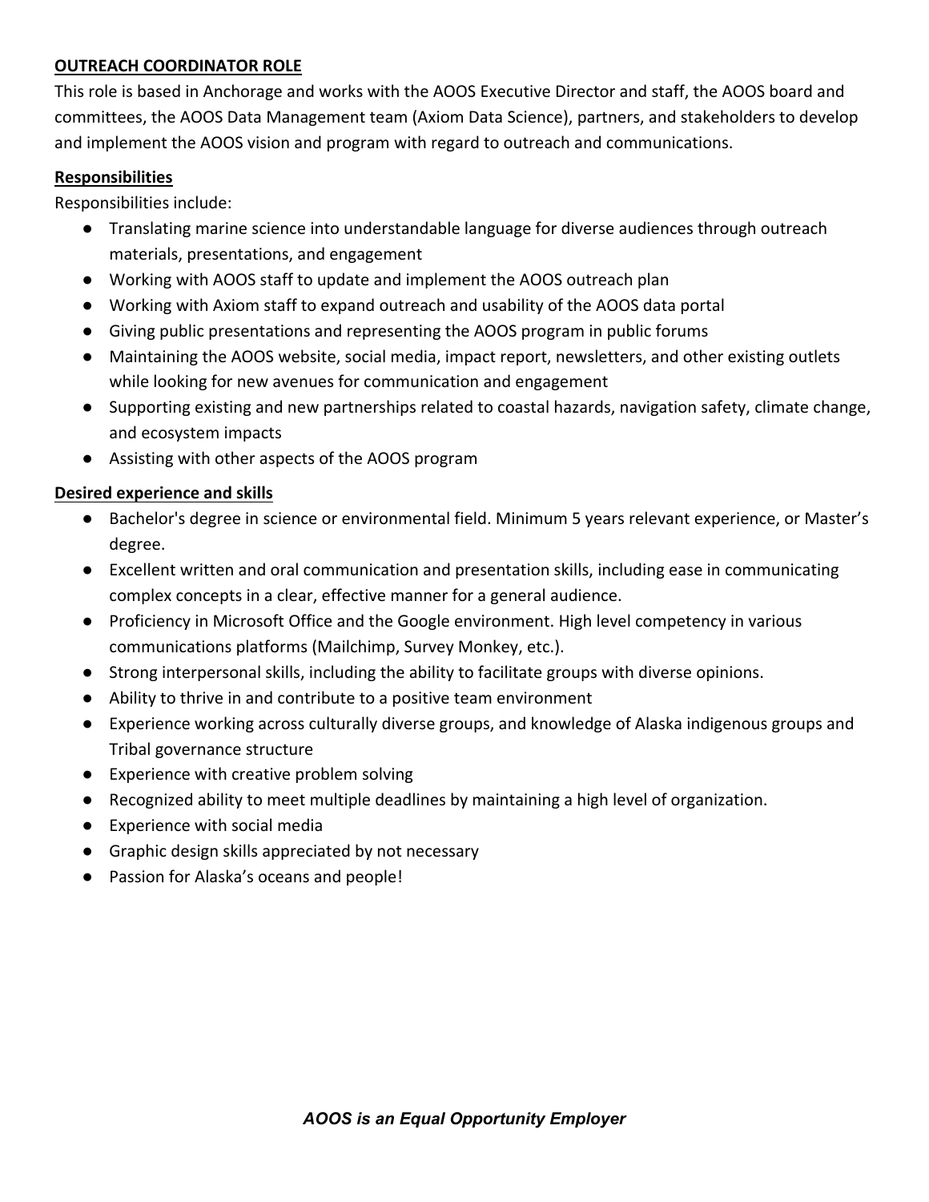## OUTREACH COORDINATOR ROLE

This role is based in Anchorage and works with the AOOS Executive Director and staff, the AOOS board and committees, the AOOS Data Management team (Axiom Data Science), partners, and stakeholders to develop and implement the AOOS vision and program with regard to outreach and communications.

### Responsibilities

Responsibilities include:

- Translating marine science into understandable language for diverse audiences through outreach materials, presentations, and engagement
- Working with AOOS staff to update and implement the AOOS outreach plan
- Working with Axiom staff to expand outreach and usability of the AOOS data portal
- Giving public presentations and representing the AOOS program in public forums
- Maintaining the AOOS website, social media, impact report, newsletters, and other existing outlets while looking for new avenues for communication and engagement
- Supporting existing and new partnerships related to coastal hazards, navigation safety, climate change, and ecosystem impacts
- Assisting with other aspects of the AOOS program

### Desired experience and skills

- Bachelor's degree in science or environmental field. Minimum 5 years relevant experience, or Master's degree.
- Excellent written and oral communication and presentation skills, including ease in communicating complex concepts in a clear, effective manner for a general audience.
- Proficiency in Microsoft Office and the Google environment. High level competency in various communications platforms (Mailchimp, Survey Monkey, etc.).
- Strong interpersonal skills, including the ability to facilitate groups with diverse opinions.
- Ability to thrive in and contribute to a positive team environment
- Experience working across culturally diverse groups, and knowledge of Alaska indigenous groups and Tribal governance structure
- Experience with creative problem solving
- Recognized ability to meet multiple deadlines by maintaining a high level of organization.
- Experience with social media
- Graphic design skills appreciated by not necessary
- Passion for Alaska's oceans and people!

***AOOS is an Equal Opportunity Employer***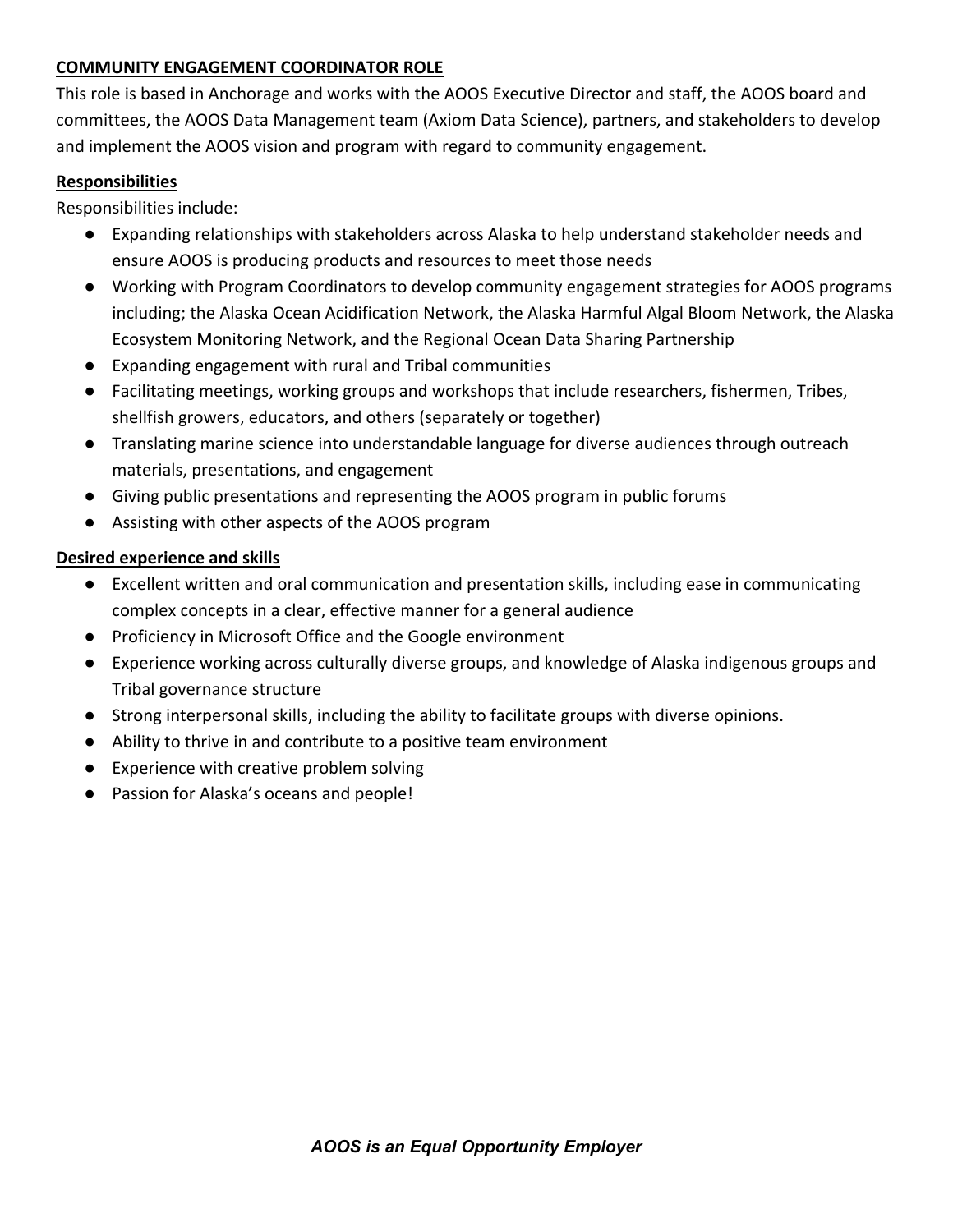## COMMUNITY ENGAGEMENT COORDINATOR ROLE

This role is based in Anchorage and works with the AOOS Executive Director and staff, the AOOS board and committees, the AOOS Data Management team (Axiom Data Science), partners, and stakeholders to develop and implement the AOOS vision and program with regard to community engagement.

### Responsibilities

Responsibilities include:

- Expanding relationships with stakeholders across Alaska to help understand stakeholder needs and ensure AOOS is producing products and resources to meet those needs
- Working with Program Coordinators to develop community engagement strategies for AOOS programs including; the Alaska Ocean Acidification Network, the Alaska Harmful Algal Bloom Network, the Alaska Ecosystem Monitoring Network, and the Regional Ocean Data Sharing Partnership
- Expanding engagement with rural and Tribal communities
- Facilitating meetings, working groups and workshops that include researchers, fishermen, Tribes, shellfish growers, educators, and others (separately or together)
- Translating marine science into understandable language for diverse audiences through outreach materials, presentations, and engagement
- Giving public presentations and representing the AOOS program in public forums
- Assisting with other aspects of the AOOS program

### Desired experience and skills

- Excellent written and oral communication and presentation skills, including ease in communicating complex concepts in a clear, effective manner for a general audience
- Proficiency in Microsoft Office and the Google environment
- Experience working across culturally diverse groups, and knowledge of Alaska indigenous groups and Tribal governance structure
- Strong interpersonal skills, including the ability to facilitate groups with diverse opinions.
- Ability to thrive in and contribute to a positive team environment
- Experience with creative problem solving
- Passion for Alaska's oceans and people!

***AOOS is an Equal Opportunity Employer***